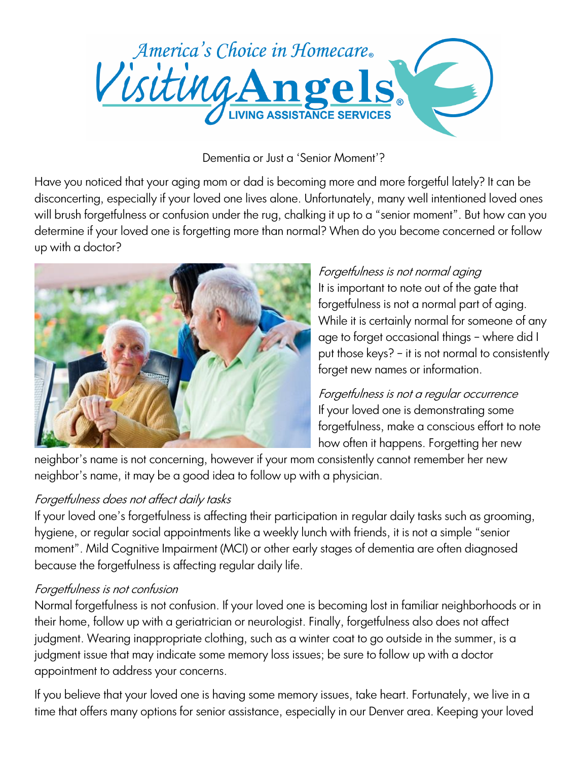America's Choice in Homecare®

Visiting Angels®

LIVING ASSISTANCE SERVICES

# Dementia or Just a 'Senior Moment'?

Have you noticed that your aging mom or dad is becoming more and more forgetful lately? It can be disconcerting, especially if your loved one lives alone. Unfortunately, many well intentioned loved ones will brush forgetfulness or confusion under the rug, chalking it up to a "senior moment". But how can you determine if your loved one is forgetting more than normal? When do you become concerned or follow up with a doctor?

*Forgetfulness is not normal aging*

It is important to note out of the gate that forgetfulness is not a normal part of aging. While it is certainly normal for someone of any age to forget occasional things – where did I put those keys? – it is not normal to consistently forget new names or information.

*Forgetfulness is not a regular occurrence*

If your loved one is demonstrating some forgetfulness, make a conscious effort to note how often it happens. Forgetting her new neighbor's name is not concerning, however if your mom consistently cannot remember her new neighbor's name, it may be a good idea to follow up with a physician.

*Forgetfulness does not affect daily tasks*

If your loved one's forgetfulness is affecting their participation in regular daily tasks such as grooming, hygiene, or regular social appointments like a weekly lunch with friends, it is not a simple "senior moment". Mild Cognitive Impairment (MCI) or other early stages of dementia are often diagnosed because the forgetfulness is affecting regular daily life.

*Forgetfulness is not confusion*

Normal forgetfulness is not confusion. If your loved one is becoming lost in familiar neighborhoods or in their home, follow up with a geriatrician or neurologist. Finally, forgetfulness also does not affect judgment. Wearing inappropriate clothing, such as a winter coat to go outside in the summer, is a judgment issue that may indicate some memory loss issues; be sure to follow up with a doctor appointment to address your concerns.

If you believe that your loved one is having some memory issues, take heart. Fortunately, we live in a time that offers many options for senior assistance, especially in our Denver area. Keeping your loved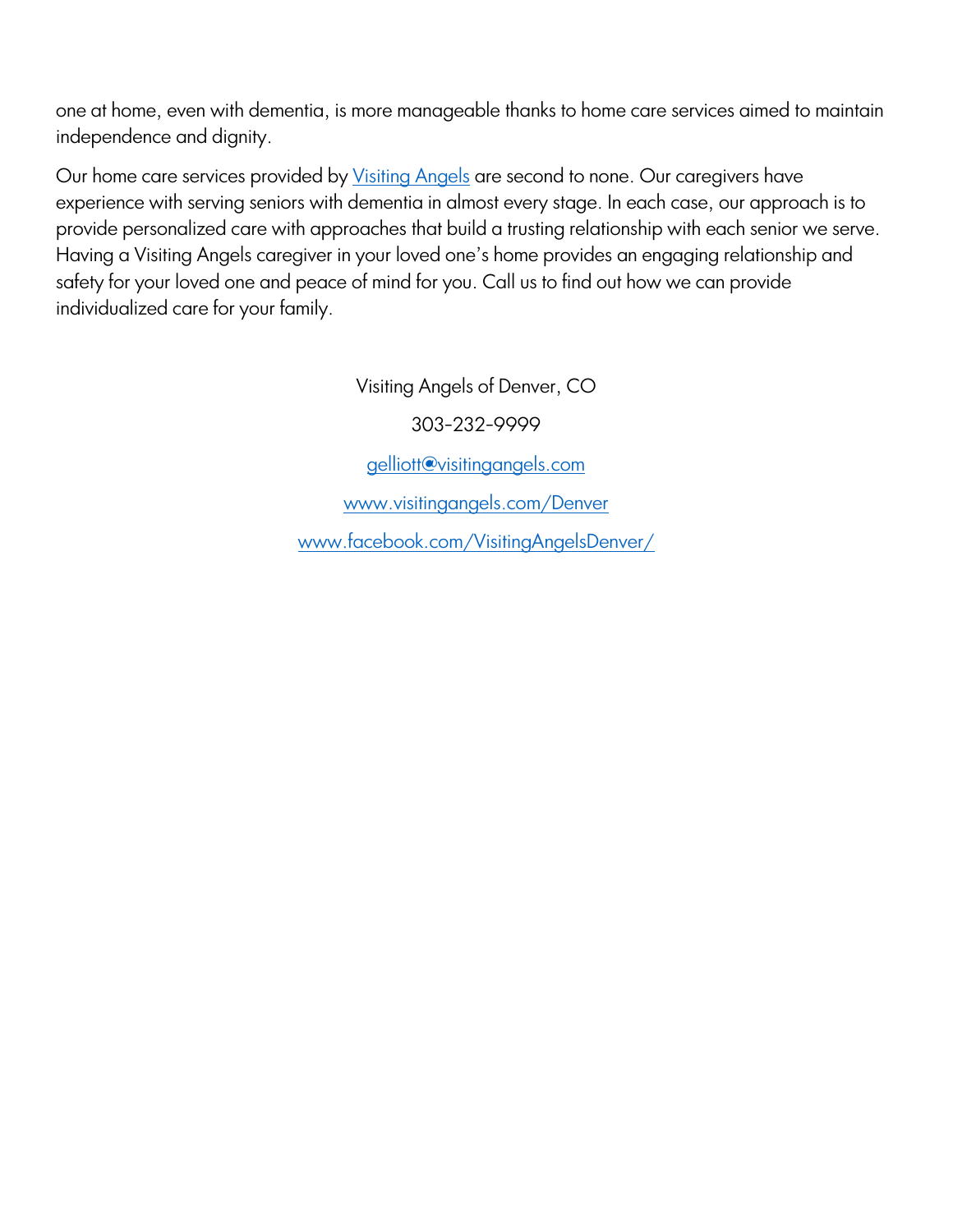one at home, even with dementia, is more manageable thanks to home care services aimed to maintain independence and dignity.

Our home care services provided by [Visiting Angels]() are second to none. Our caregivers have experience with serving seniors with dementia in almost every stage. In each case, our approach is to provide personalized care with approaches that build a trusting relationship with each senior we serve. Having a Visiting Angels caregiver in your loved one's home provides an engaging relationship and safety for your loved one and peace of mind for you. Call us to find out how we can provide individualized care for your family.

Visiting Angels of Denver, CO

303-232-9999

gelliott@visitingangels.com

www.visitingangels.com/Denver

www.facebook.com/VisitingAngelsDenver/